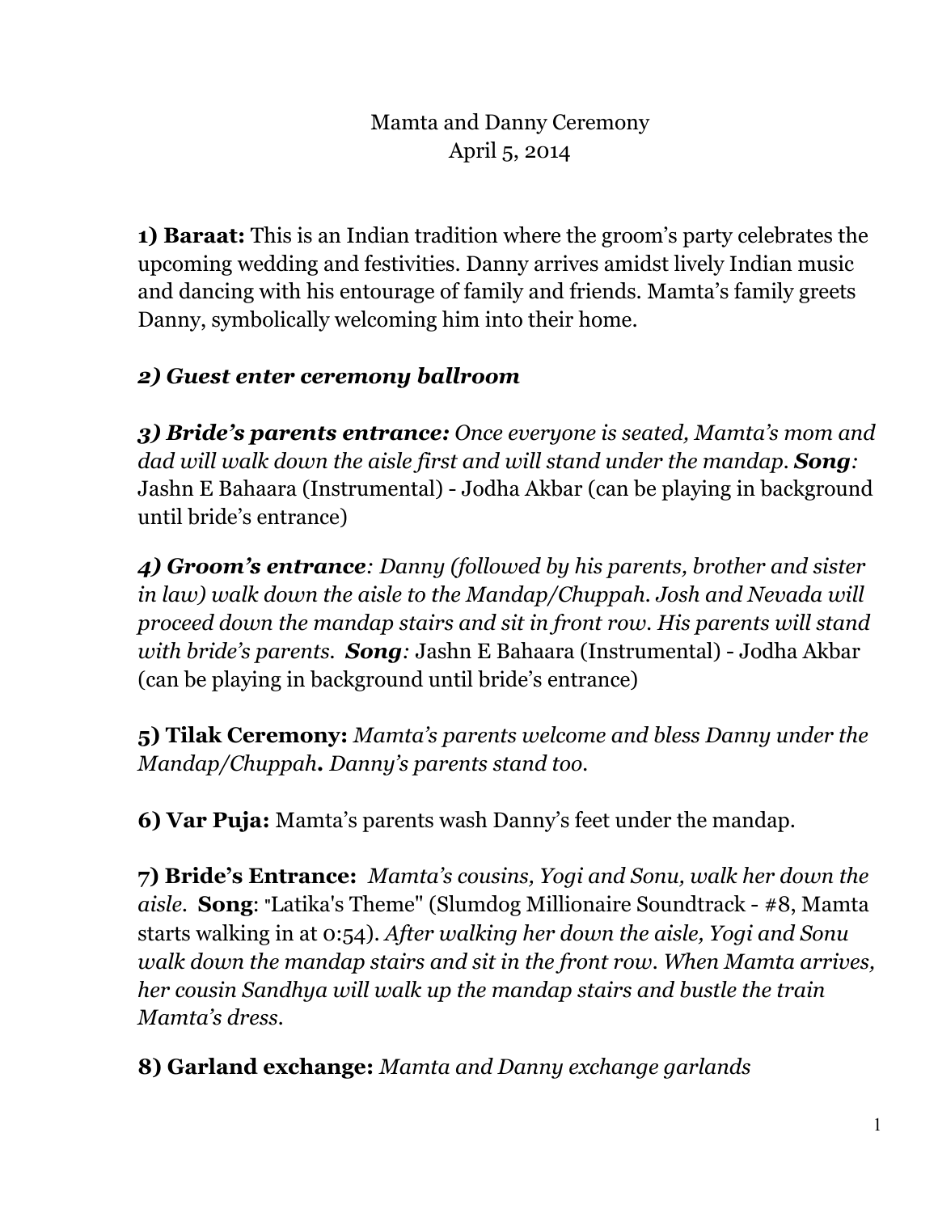Mamta and Danny Ceremony
April 5, 2014

**1) Baraat:** This is an Indian tradition where the groom's party celebrates the upcoming wedding and festivities. Danny arrives amidst lively Indian music and dancing with his entourage of family and friends. Mamta's family greets Danny, symbolically welcoming him into their home.

***2) Guest enter ceremony ballroom***

***3) Bride's parents entrance:*** *Once everyone is seated, Mamta's mom and dad will walk down the aisle first and will stand under the mandap.* ***Song****:* Jashn E Bahaara (Instrumental) - Jodha Akbar (can be playing in background until bride's entrance)

***4) Groom's entrance****: Danny (followed by his parents, brother and sister in law) walk down the aisle to the Mandap/Chuppah. Josh and Nevada will proceed down the mandap stairs and sit in front row. His parents will stand with bride's parents.* ***Song****:* Jashn E Bahaara (Instrumental) - Jodha Akbar (can be playing in background until bride's entrance)

**5) Tilak Ceremony:** *Mamta's parents welcome and bless Danny under the Mandap/Chuppah**.** Danny's parents stand too.*

**6) Var Puja:** Mamta's parents wash Danny's feet under the mandap.

**7) Bride's Entrance:** *Mamta's cousins, Yogi and Sonu, walk her down the aisle.* **Song**: "Latika's Theme" (Slumdog Millionaire Soundtrack - #8, Mamta starts walking in at 0:54). *After walking her down the aisle, Yogi and Sonu walk down the mandap stairs and sit in the front row. When Mamta arrives, her cousin Sandhya will walk up the mandap stairs and bustle the train Mamta's dress.*

**8) Garland exchange:** *Mamta and Danny exchange garlands*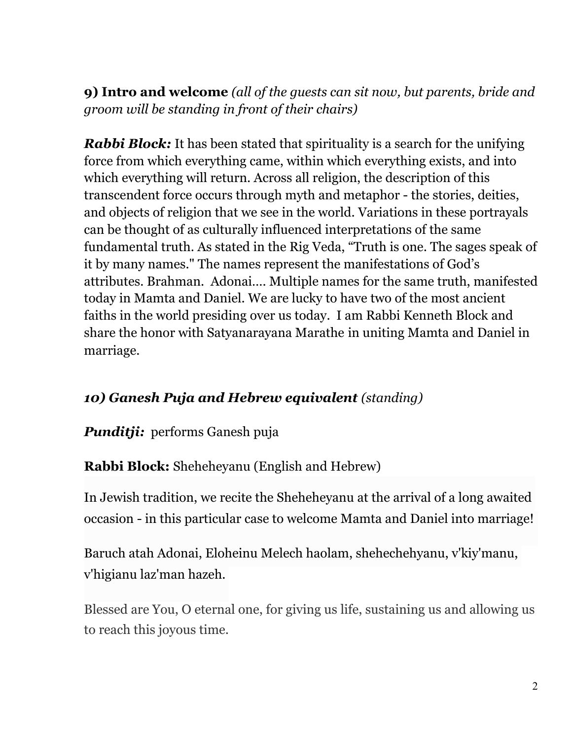**9) Intro and welcome** *(all of the guests can sit now, but parents, bride and groom will be standing in front of their chairs)*

***Rabbi Block:*** It has been stated that spirituality is a search for the unifying force from which everything came, within which everything exists, and into which everything will return. Across all religion, the description of this transcendent force occurs through myth and metaphor - the stories, deities, and objects of religion that we see in the world. Variations in these portrayals can be thought of as culturally influenced interpretations of the same fundamental truth. As stated in the Rig Veda, "Truth is one. The sages speak of it by many names." The names represent the manifestations of God's attributes. Brahman. Adonai.... Multiple names for the same truth, manifested today in Mamta and Daniel. We are lucky to have two of the most ancient faiths in the world presiding over us today. I am Rabbi Kenneth Block and share the honor with Satyanarayana Marathe in uniting Mamta and Daniel in marriage.

***10) Ganesh Puja and Hebrew equivalent*** *(standing)*

***Punditji:*** performs Ganesh puja

**Rabbi Block:** Sheheheyanu (English and Hebrew)

In Jewish tradition, we recite the Sheheheyanu at the arrival of a long awaited occasion - in this particular case to welcome Mamta and Daniel into marriage!

Baruch atah Adonai, Eloheinu Melech haolam, shehechehyanu, v'kiy'manu, v'higianu laz'man hazeh.

Blessed are You, O eternal one, for giving us life, sustaining us and allowing us to reach this joyous time.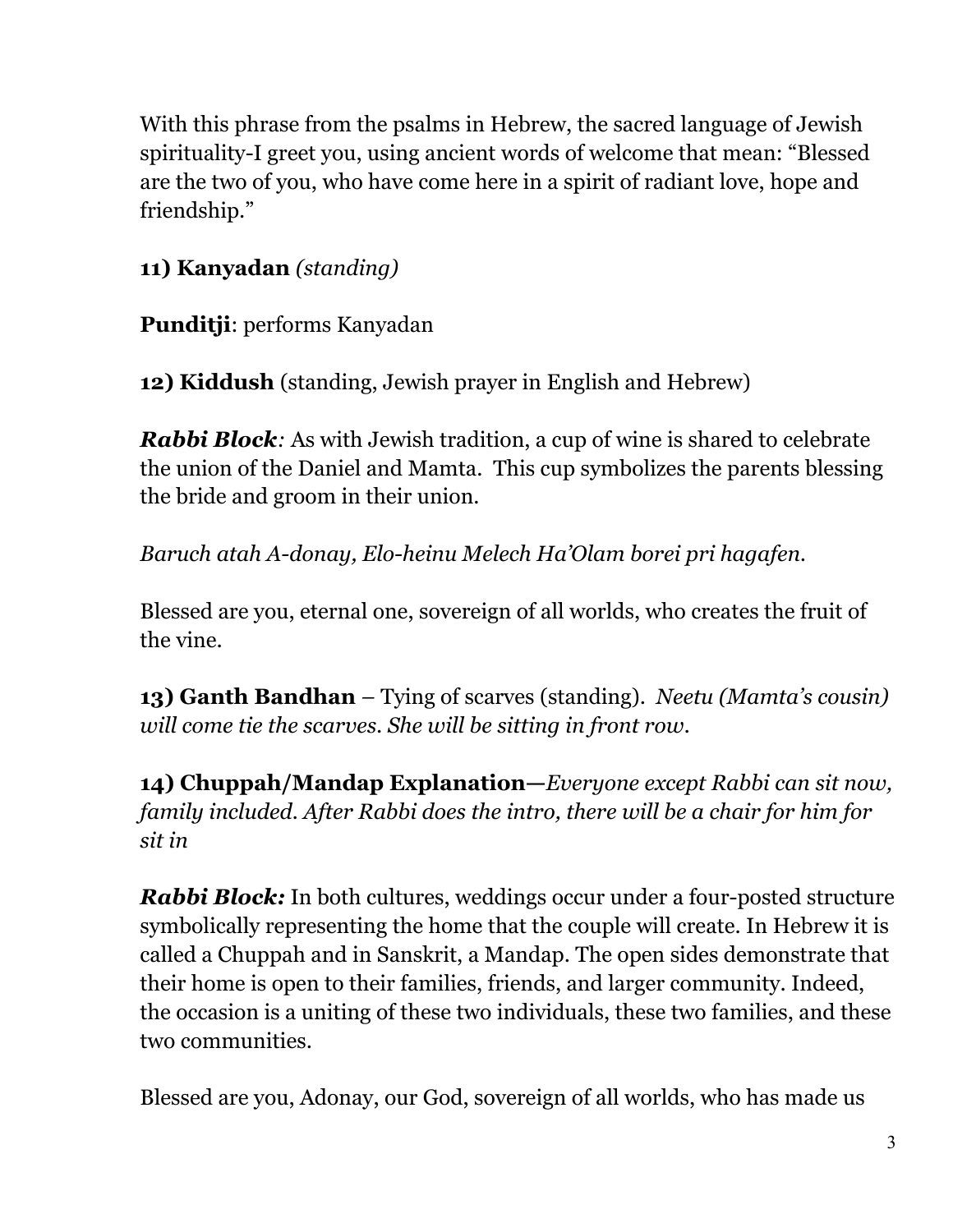With this phrase from the psalms in Hebrew, the sacred language of Jewish spirituality-I greet you, using ancient words of welcome that mean: "Blessed are the two of you, who have come here in a spirit of radiant love, hope and friendship."

**11) Kanyadan** *(standing)*

**Punditji**: performs Kanyadan

**12) Kiddush** (standing, Jewish prayer in English and Hebrew)

***Rabbi Block**:* As with Jewish tradition, a cup of wine is shared to celebrate the union of the Daniel and Mamta. This cup symbolizes the parents blessing the bride and groom in their union.

*Baruch atah A-donay, Elo-heinu Melech Ha'Olam borei pri hagafen.*

Blessed are you, eternal one, sovereign of all worlds, who creates the fruit of the vine.

**13) Ganth Bandhan** – Tying of scarves (standing). *Neetu (Mamta's cousin) will come tie the scarves. She will be sitting in front row.*

**14) Chuppah/Mandap Explanation—***Everyone except Rabbi can sit now, family included. After Rabbi does the intro, there will be a chair for him for sit in*

***Rabbi Block:*** In both cultures, weddings occur under a four-posted structure symbolically representing the home that the couple will create. In Hebrew it is called a Chuppah and in Sanskrit, a Mandap. The open sides demonstrate that their home is open to their families, friends, and larger community. Indeed, the occasion is a uniting of these two individuals, these two families, and these two communities.

Blessed are you, Adonay, our God, sovereign of all worlds, who has made us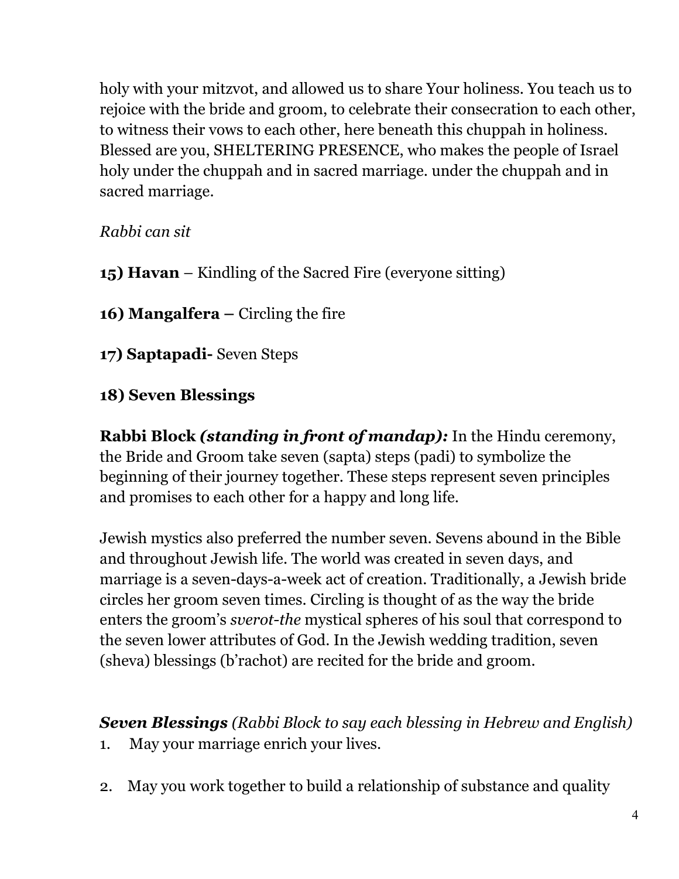holy with your mitzvot, and allowed us to share Your holiness. You teach us to rejoice with the bride and groom, to celebrate their consecration to each other, to witness their vows to each other, here beneath this chuppah in holiness. Blessed are you, SHELTERING PRESENCE, who makes the people of Israel holy under the chuppah and in sacred marriage. under the chuppah and in sacred marriage.

*Rabbi can sit*

**15) Havan** – Kindling of the Sacred Fire (everyone sitting)

**16) Mangalfera –** Circling the fire

**17) Saptapadi-** Seven Steps

**18) Seven Blessings**

**Rabbi Block *(standing in front of mandap):*** In the Hindu ceremony, the Bride and Groom take seven (sapta) steps (padi) to symbolize the beginning of their journey together. These steps represent seven principles and promises to each other for a happy and long life.

Jewish mystics also preferred the number seven. Sevens abound in the Bible and throughout Jewish life. The world was created in seven days, and marriage is a seven-days-a-week act of creation. Traditionally, a Jewish bride circles her groom seven times. Circling is thought of as the way the bride enters the groom's *sverot-the* mystical spheres of his soul that correspond to the seven lower attributes of God. In the Jewish wedding tradition, seven (sheva) blessings (b'rachot) are recited for the bride and groom.

***Seven Blessings*** *(Rabbi Block to say each blessing in Hebrew and English)*

1. May your marriage enrich your lives.

2. May you work together to build a relationship of substance and quality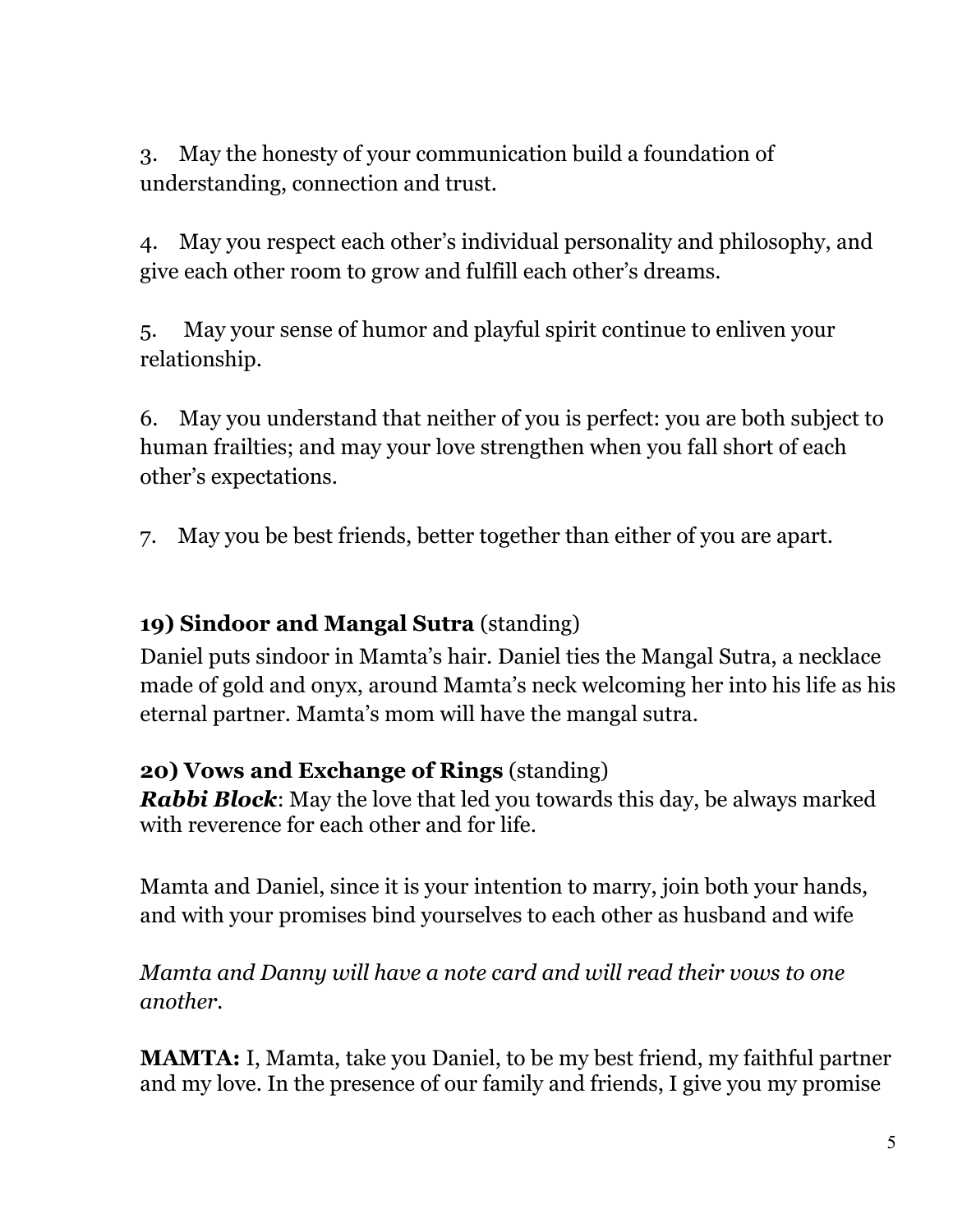3. May the honesty of your communication build a foundation of understanding, connection and trust.

4. May you respect each other's individual personality and philosophy, and give each other room to grow and fulfill each other's dreams.

5. May your sense of humor and playful spirit continue to enliven your relationship.

6. May you understand that neither of you is perfect: you are both subject to human frailties; and may your love strengthen when you fall short of each other's expectations.

7. May you be best friends, better together than either of you are apart.

**19) Sindoor and Mangal Sutra** (standing)

Daniel puts sindoor in Mamta's hair. Daniel ties the Mangal Sutra, a necklace made of gold and onyx, around Mamta's neck welcoming her into his life as his eternal partner. Mamta's mom will have the mangal sutra.

**20) Vows and Exchange of Rings** (standing)

***Rabbi Block***: May the love that led you towards this day, be always marked with reverence for each other and for life.

Mamta and Daniel, since it is your intention to marry, join both your hands, and with your promises bind yourselves to each other as husband and wife

*Mamta and Danny will have a note card and will read their vows to one another.*

**MAMTA:** I, Mamta, take you Daniel, to be my best friend, my faithful partner and my love. In the presence of our family and friends, I give you my promise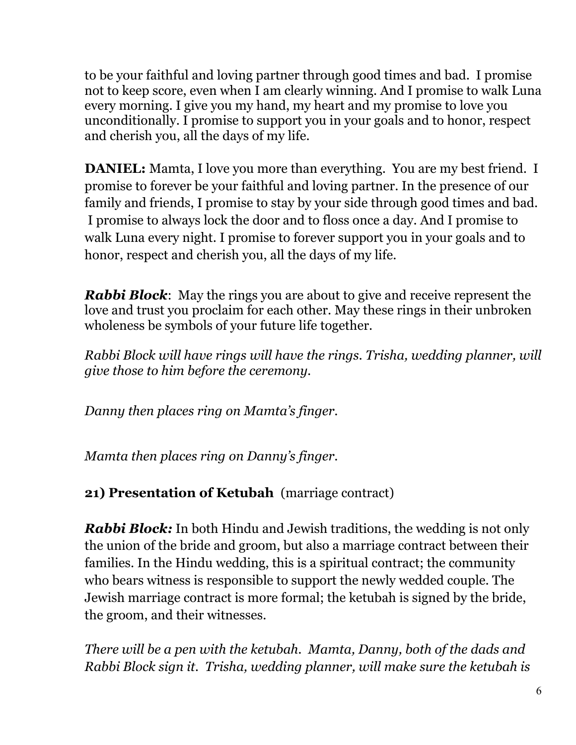to be your faithful and loving partner through good times and bad. I promise not to keep score, even when I am clearly winning. And I promise to walk Luna every morning. I give you my hand, my heart and my promise to love you unconditionally. I promise to support you in your goals and to honor, respect and cherish you, all the days of my life.

**DANIEL:** Mamta, I love you more than everything. You are my best friend. I promise to forever be your faithful and loving partner. In the presence of our family and friends, I promise to stay by your side through good times and bad. I promise to always lock the door and to floss once a day. And I promise to walk Luna every night. I promise to forever support you in your goals and to honor, respect and cherish you, all the days of my life.

***Rabbi Block***: May the rings you are about to give and receive represent the love and trust you proclaim for each other. May these rings in their unbroken wholeness be symbols of your future life together.

*Rabbi Block will have rings will have the rings. Trisha, wedding planner, will give those to him before the ceremony.*

*Danny then places ring on Mamta's finger.*

*Mamta then places ring on Danny's finger.*

**21) Presentation of Ketubah** (marriage contract)

***Rabbi Block:*** In both Hindu and Jewish traditions, the wedding is not only the union of the bride and groom, but also a marriage contract between their families. In the Hindu wedding, this is a spiritual contract; the community who bears witness is responsible to support the newly wedded couple. The Jewish marriage contract is more formal; the ketubah is signed by the bride, the groom, and their witnesses.

*There will be a pen with the ketubah. Mamta, Danny, both of the dads and Rabbi Block sign it. Trisha, wedding planner, will make sure the ketubah is*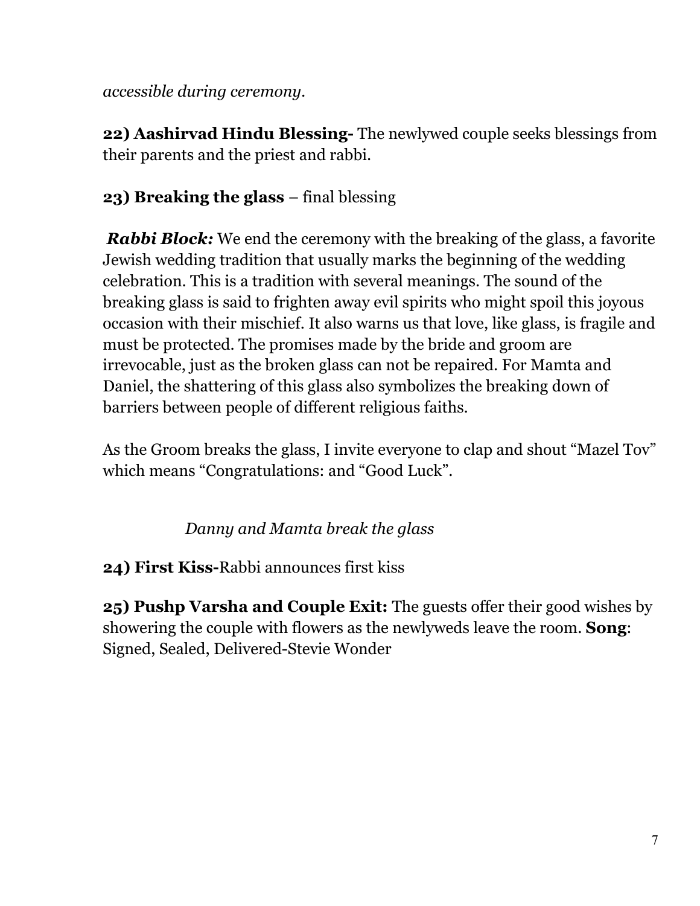*accessible during ceremony.*

**22) Aashirvad Hindu Blessing-** The newlywed couple seeks blessings from their parents and the priest and rabbi.

**23) Breaking the glass** – final blessing

***Rabbi Block:*** We end the ceremony with the breaking of the glass, a favorite Jewish wedding tradition that usually marks the beginning of the wedding celebration. This is a tradition with several meanings. The sound of the breaking glass is said to frighten away evil spirits who might spoil this joyous occasion with their mischief. It also warns us that love, like glass, is fragile and must be protected. The promises made by the bride and groom are irrevocable, just as the broken glass can not be repaired. For Mamta and Daniel, the shattering of this glass also symbolizes the breaking down of barriers between people of different religious faiths.

As the Groom breaks the glass, I invite everyone to clap and shout "Mazel Tov" which means "Congratulations: and "Good Luck".

*Danny and Mamta break the glass*

**24) First Kiss-**Rabbi announces first kiss

**25) Pushp Varsha and Couple Exit:** The guests offer their good wishes by showering the couple with flowers as the newlyweds leave the room. **Song**: Signed, Sealed, Delivered-Stevie Wonder